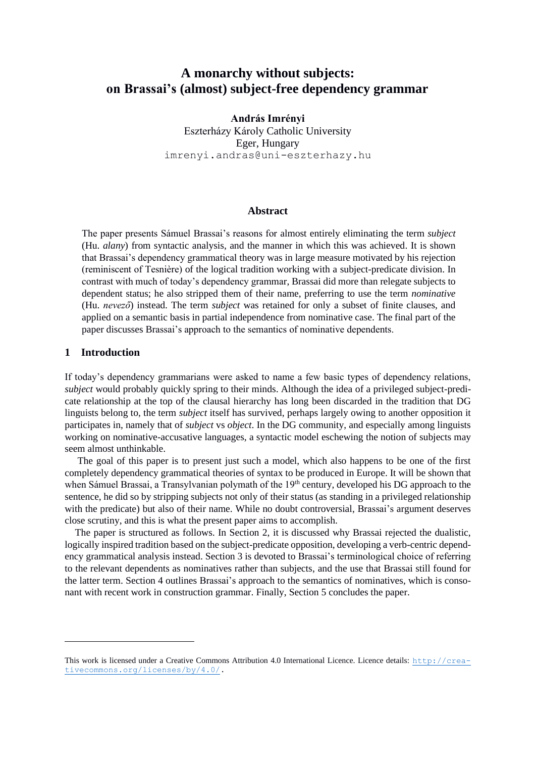# A monarchy without subjects: on Brassai's (almost) subject-free dependency grammar

**András Imrényi**
Eszterházy Károly Catholic University
Eger, Hungary
imrenyi.andras@uni-eszterhazy.hu

## Abstract

The paper presents Sámuel Brassai's reasons for almost entirely eliminating the term *subject* (Hu. *alany*) from syntactic analysis, and the manner in which this was achieved. It is shown that Brassai's dependency grammatical theory was in large measure motivated by his rejection (reminiscent of Tesnière) of the logical tradition working with a subject-predicate division. In contrast with much of today's dependency grammar, Brassai did more than relegate subjects to dependent status; he also stripped them of their name, preferring to use the term *nominative* (Hu. *nevező*) instead. The term *subject* was retained for only a subset of finite clauses, and applied on a semantic basis in partial independence from nominative case. The final part of the paper discusses Brassai's approach to the semantics of nominative dependents.

## 1 Introduction

If today's dependency grammarians were asked to name a few basic types of dependency relations, *subject* would probably quickly spring to their minds. Although the idea of a privileged subject-predicate relationship at the top of the clausal hierarchy has long been discarded in the tradition that DG linguists belong to, the term *subject* itself has survived, perhaps largely owing to another opposition it participates in, namely that of *subject* vs *object*. In the DG community, and especially among linguists working on nominative-accusative languages, a syntactic model eschewing the notion of subjects may seem almost unthinkable.

The goal of this paper is to present just such a model, which also happens to be one of the first completely dependency grammatical theories of syntax to be produced in Europe. It will be shown that when Sámuel Brassai, a Transylvanian polymath of the 19th century, developed his DG approach to the sentence, he did so by stripping subjects not only of their status (as standing in a privileged relationship with the predicate) but also of their name. While no doubt controversial, Brassai's argument deserves close scrutiny, and this is what the present paper aims to accomplish.

The paper is structured as follows. In Section 2, it is discussed why Brassai rejected the dualistic, logically inspired tradition based on the subject-predicate opposition, developing a verb-centric dependency grammatical analysis instead. Section 3 is devoted to Brassai's terminological choice of referring to the relevant dependents as nominatives rather than subjects, and the use that Brassai still found for the latter term. Section 4 outlines Brassai's approach to the semantics of nominatives, which is consonant with recent work in construction grammar. Finally, Section 5 concludes the paper.

---

This work is licensed under a Creative Commons Attribution 4.0 International Licence. Licence details: http://creativecommons.org/licenses/by/4.0/.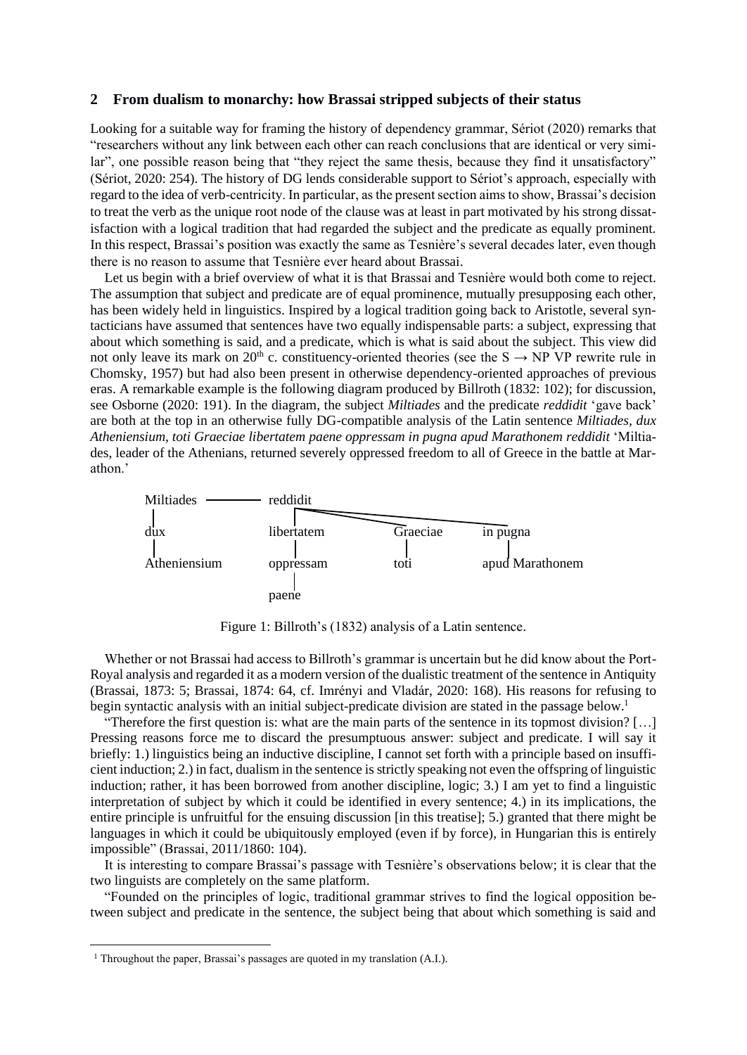## 2 From dualism to monarchy: how Brassai stripped subjects of their status

Looking for a suitable way for framing the history of dependency grammar, Sériot (2020) remarks that "researchers without any link between each other can reach conclusions that are identical or very similar", one possible reason being that "they reject the same thesis, because they find it unsatisfactory" (Sériot, 2020: 254). The history of DG lends considerable support to Sériot's approach, especially with regard to the idea of verb-centricity. In particular, as the present section aims to show, Brassai's decision to treat the verb as the unique root node of the clause was at least in part motivated by his strong dissatisfaction with a logical tradition that had regarded the subject and the predicate as equally prominent. In this respect, Brassai's position was exactly the same as Tesnière's several decades later, even though there is no reason to assume that Tesnière ever heard about Brassai.

Let us begin with a brief overview of what it is that Brassai and Tesnière would both come to reject. The assumption that subject and predicate are of equal prominence, mutually presupposing each other, has been widely held in linguistics. Inspired by a logical tradition going back to Aristotle, several syntacticians have assumed that sentences have two equally indispensable parts: a subject, expressing that about which something is said, and a predicate, which is what is said about the subject. This view did not only leave its mark on 20th c. constituency-oriented theories (see the S → NP VP rewrite rule in Chomsky, 1957) but had also been present in otherwise dependency-oriented approaches of previous eras. A remarkable example is the following diagram produced by Billroth (1832: 102); for discussion, see Osborne (2020: 191). In the diagram, the subject *Miltiades* and the predicate *reddidit* 'gave back' are both at the top in an otherwise fully DG-compatible analysis of the Latin sentence *Miltiades, dux Atheniensium, toti Graeciae libertatem paene oppressam in pugna apud Marathonem reddidit* 'Miltiades, leader of the Athenians, returned severely oppressed freedom to all of Greece in the battle at Marathon.'

```
Miltiades ———— reddidit
|              |         \            \
dux            libertatem  Graeciae    in pugna
|              |           |           |
Atheniensium   oppressam   toti        apud Marathonem
               |
               paene
```

Figure 1: Billroth's (1832) analysis of a Latin sentence.

Whether or not Brassai had access to Billroth's grammar is uncertain but he did know about the Port-Royal analysis and regarded it as a modern version of the dualistic treatment of the sentence in Antiquity (Brassai, 1873: 5; Brassai, 1874: 64, cf. Imrényi and Vladár, 2020: 168). His reasons for refusing to begin syntactic analysis with an initial subject-predicate division are stated in the passage below.[1]

"Therefore the first question is: what are the main parts of the sentence in its topmost division? […] Pressing reasons force me to discard the presumptuous answer: subject and predicate. I will say it briefly: 1.) linguistics being an inductive discipline, I cannot set forth with a principle based on insufficient induction; 2.) in fact, dualism in the sentence is strictly speaking not even the offspring of linguistic induction; rather, it has been borrowed from another discipline, logic; 3.) I am yet to find a linguistic interpretation of subject by which it could be identified in every sentence; 4.) in its implications, the entire principle is unfruitful for the ensuing discussion [in this treatise]; 5.) granted that there might be languages in which it could be ubiquitously employed (even if by force), in Hungarian this is entirely impossible" (Brassai, 2011/1860: 104).

It is interesting to compare Brassai's passage with Tesnière's observations below; it is clear that the two linguists are completely on the same platform.

"Founded on the principles of logic, traditional grammar strives to find the logical opposition between subject and predicate in the sentence, the subject being that about which something is said and

[1] Throughout the paper, Brassai's passages are quoted in my translation (A.I.).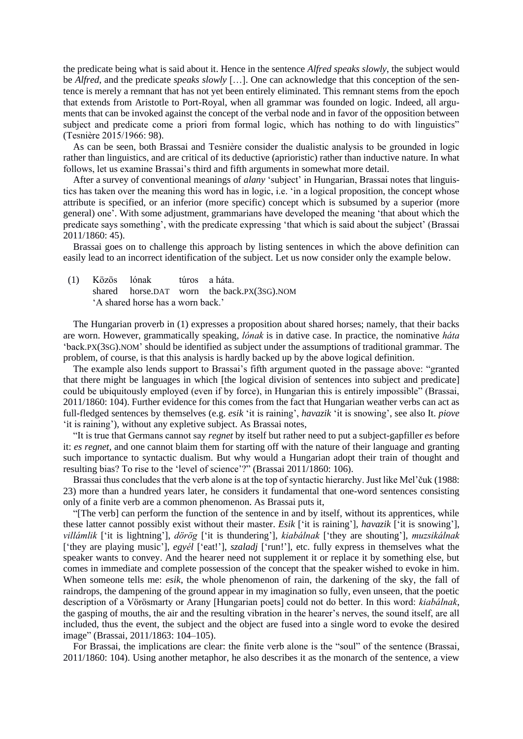the predicate being what is said about it. Hence in the sentence *Alfred speaks slowly*, the subject would be *Alfred*, and the predicate *speaks slowly* […]. One can acknowledge that this conception of the sentence is merely a remnant that has not yet been entirely eliminated. This remnant stems from the epoch that extends from Aristotle to Port-Royal, when all grammar was founded on logic. Indeed, all arguments that can be invoked against the concept of the verbal node and in favor of the opposition between subject and predicate come a priori from formal logic, which has nothing to do with linguistics" (Tesnière 2015/1966: 98).

As can be seen, both Brassai and Tesnière consider the dualistic analysis to be grounded in logic rather than linguistics, and are critical of its deductive (aprioristic) rather than inductive nature. In what follows, let us examine Brassai's third and fifth arguments in somewhat more detail.

After a survey of conventional meanings of *alany* 'subject' in Hungarian, Brassai notes that linguistics has taken over the meaning this word has in logic, i.e. 'in a logical proposition, the concept whose attribute is specified, or an inferior (more specific) concept which is subsumed by a superior (more general) one'. With some adjustment, grammarians have developed the meaning 'that about which the predicate says something', with the predicate expressing 'that which is said about the subject' (Brassai 2011/1860: 45).

Brassai goes on to challenge this approach by listing sentences in which the above definition can easily lead to an incorrect identification of the subject. Let us now consider only the example below.

(1) Közös lónak túros a háta.
shared horse.DAT worn the back.PX(3SG).NOM
'A shared horse has a worn back.'

The Hungarian proverb in (1) expresses a proposition about shared horses; namely, that their backs are worn. However, grammatically speaking, *lónak* is in dative case. In practice, the nominative *háta* 'back.PX(3SG).NOM' should be identified as subject under the assumptions of traditional grammar. The problem, of course, is that this analysis is hardly backed up by the above logical definition.

The example also lends support to Brassai's fifth argument quoted in the passage above: "granted that there might be languages in which [the logical division of sentences into subject and predicate] could be ubiquitously employed (even if by force), in Hungarian this is entirely impossible" (Brassai, 2011/1860: 104). Further evidence for this comes from the fact that Hungarian weather verbs can act as full-fledged sentences by themselves (e.g. *esik* 'it is raining', *havazik* 'it is snowing', see also It. *piove* 'it is raining'), without any expletive subject. As Brassai notes,

"It is true that Germans cannot say *regnet* by itself but rather need to put a subject-gapfiller *es* before it: *es regnet*, and one cannot blaim them for starting off with the nature of their language and granting such importance to syntactic dualism. But why would a Hungarian adopt their train of thought and resulting bias? To rise to the 'level of science'?" (Brassai 2011/1860: 106).

Brassai thus concludes that the verb alone is at the top of syntactic hierarchy. Just like Mel'čuk (1988: 23) more than a hundred years later, he considers it fundamental that one-word sentences consisting only of a finite verb are a common phenomenon. As Brassai puts it,

"[The verb] can perform the function of the sentence in and by itself, without its apprentices, while these latter cannot possibly exist without their master. *Esik* ['it is raining'], *havazik* ['it is snowing'], *villámlik* ['it is lightning'], *dörög* ['it is thundering'], *kiabálnak* ['they are shouting'], *muzsikálnak* ['they are playing music'], *egyél* ['eat!'], *szaladj* ['run!'], etc. fully express in themselves what the speaker wants to convey. And the hearer need not supplement it or replace it by something else, but comes in immediate and complete possession of the concept that the speaker wished to evoke in him. When someone tells me: *esik*, the whole phenomenon of rain, the darkening of the sky, the fall of raindrops, the dampening of the ground appear in my imagination so fully, even unseen, that the poetic description of a Vörösmarty or Arany [Hungarian poets] could not do better. In this word: *kiabálnak*, the gasping of mouths, the air and the resulting vibration in the hearer's nerves, the sound itself, are all included, thus the event, the subject and the object are fused into a single word to evoke the desired image" (Brassai, 2011/1863: 104–105).

For Brassai, the implications are clear: the finite verb alone is the "soul" of the sentence (Brassai, 2011/1860: 104). Using another metaphor, he also describes it as the monarch of the sentence, a view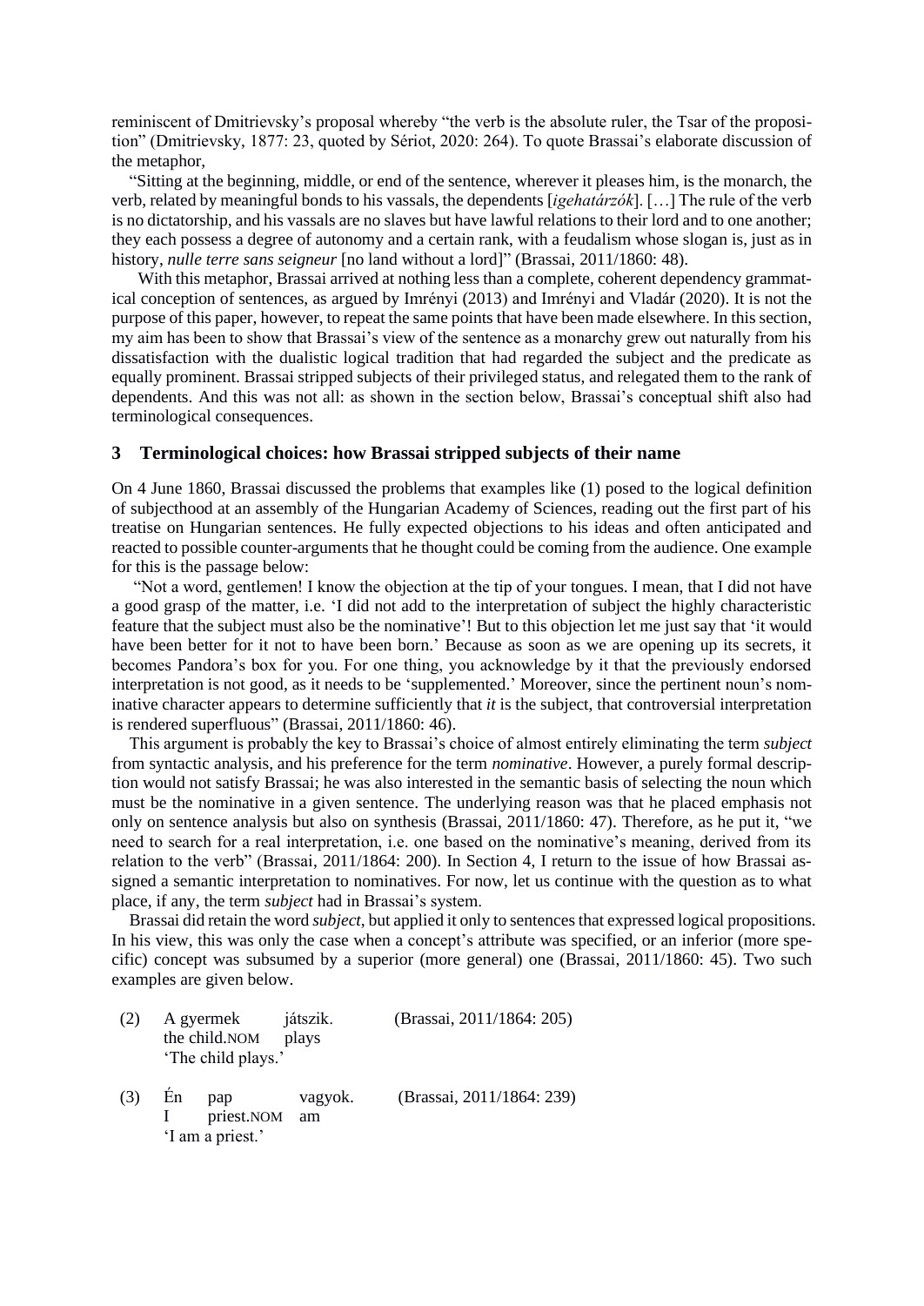reminiscent of Dmitrievsky's proposal whereby "the verb is the absolute ruler, the Tsar of the proposition" (Dmitrievsky, 1877: 23, quoted by Sériot, 2020: 264). To quote Brassai's elaborate discussion of the metaphor,

"Sitting at the beginning, middle, or end of the sentence, wherever it pleases him, is the monarch, the verb, related by meaningful bonds to his vassals, the dependents [*igehatározók*]. […] The rule of the verb is no dictatorship, and his vassals are no slaves but have lawful relations to their lord and to one another; they each possess a degree of autonomy and a certain rank, with a feudalism whose slogan is, just as in history, *nulle terre sans seigneur* [no land without a lord]" (Brassai, 2011/1860: 48).

With this metaphor, Brassai arrived at nothing less than a complete, coherent dependency grammatical conception of sentences, as argued by Imrényi (2013) and Imrényi and Vladár (2020). It is not the purpose of this paper, however, to repeat the same points that have been made elsewhere. In this section, my aim has been to show that Brassai's view of the sentence as a monarchy grew out naturally from his dissatisfaction with the dualistic logical tradition that had regarded the subject and the predicate as equally prominent. Brassai stripped subjects of their privileged status, and relegated them to the rank of dependents. And this was not all: as shown in the section below, Brassai's conceptual shift also had terminological consequences.

## 3 Terminological choices: how Brassai stripped subjects of their name

On 4 June 1860, Brassai discussed the problems that examples like (1) posed to the logical definition of subjecthood at an assembly of the Hungarian Academy of Sciences, reading out the first part of his treatise on Hungarian sentences. He fully expected objections to his ideas and often anticipated and reacted to possible counter-arguments that he thought could be coming from the audience. One example for this is the passage below:

"Not a word, gentlemen! I know the objection at the tip of your tongues. I mean, that I did not have a good grasp of the matter, i.e. 'I did not add to the interpretation of subject the highly characteristic feature that the subject must also be the nominative'! But to this objection let me just say that 'it would have been better for it not to have been born.' Because as soon as we are opening up its secrets, it becomes Pandora's box for you. For one thing, you acknowledge by it that the previously endorsed interpretation is not good, as it needs to be 'supplemented.' Moreover, since the pertinent noun's nominative character appears to determine sufficiently that *it* is the subject, that controversial interpretation is rendered superfluous" (Brassai, 2011/1860: 46).

This argument is probably the key to Brassai's choice of almost entirely eliminating the term *subject* from syntactic analysis, and his preference for the term *nominative*. However, a purely formal description would not satisfy Brassai; he was also interested in the semantic basis of selecting the noun which must be the nominative in a given sentence. The underlying reason was that he placed emphasis not only on sentence analysis but also on synthesis (Brassai, 2011/1860: 47). Therefore, as he put it, "we need to search for a real interpretation, i.e. one based on the nominative's meaning, derived from its relation to the verb" (Brassai, 2011/1864: 200). In Section 4, I return to the issue of how Brassai assigned a semantic interpretation to nominatives. For now, let us continue with the question as to what place, if any, the term *subject* had in Brassai's system.

Brassai did retain the word *subject*, but applied it only to sentences that expressed logical propositions. In his view, this was only the case when a concept's attribute was specified, or an inferior (more specific) concept was subsumed by a superior (more general) one (Brassai, 2011/1860: 45). Two such examples are given below.

(2) A gyermek játszik. (Brassai, 2011/1864: 205)
the child.NOM plays
'The child plays.'

(3) Én pap vagyok. (Brassai, 2011/1864: 239)
I priest.NOM am
'I am a priest.'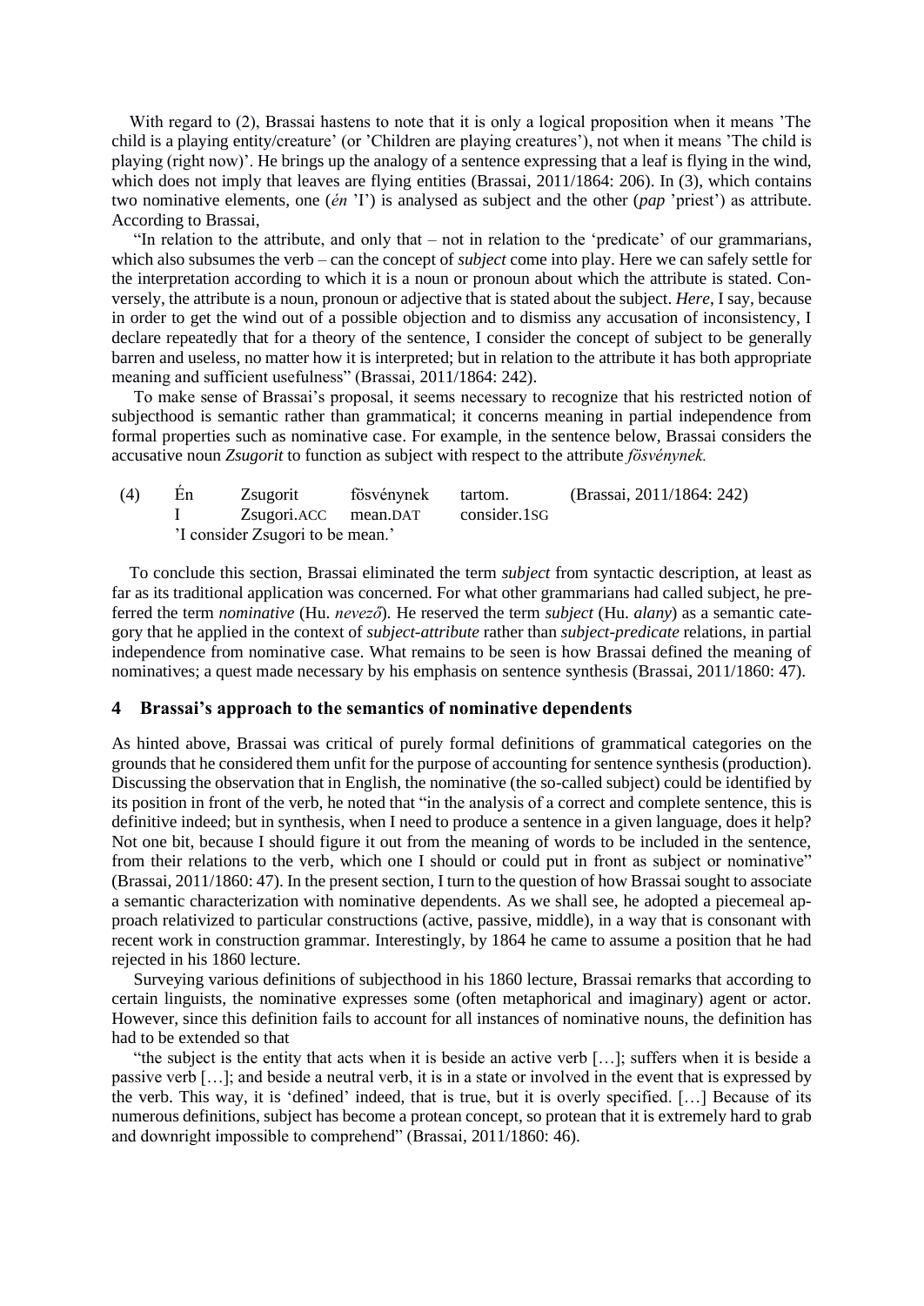With regard to (2), Brassai hastens to note that it is only a logical proposition when it means ’The child is a playing entity/creature’ (or ’Children are playing creatures’), not when it means ’The child is playing (right now)’. He brings up the analogy of a sentence expressing that a leaf is flying in the wind, which does not imply that leaves are flying entities (Brassai, 2011/1864: 206). In (3), which contains two nominative elements, one (*én* ’I’) is analysed as subject and the other (*pap* ’priest’) as attribute. According to Brassai,

“In relation to the attribute, and only that – not in relation to the ‘predicate’ of our grammarians, which also subsumes the verb – can the concept of *subject* come into play. Here we can safely settle for the interpretation according to which it is a noun or pronoun about which the attribute is stated. Conversely, the attribute is a noun, pronoun or adjective that is stated about the subject. *Here*, I say, because in order to get the wind out of a possible objection and to dismiss any accusation of inconsistency, I declare repeatedly that for a theory of the sentence, I consider the concept of subject to be generally barren and useless, no matter how it is interpreted; but in relation to the attribute it has both appropriate meaning and sufficient usefulness” (Brassai, 2011/1864: 242).

To make sense of Brassai’s proposal, it seems necessary to recognize that his restricted notion of subjecthood is semantic rather than grammatical; it concerns meaning in partial independence from formal properties such as nominative case. For example, in the sentence below, Brassai considers the accusative noun *Zsugorit* to function as subject with respect to the attribute *fösvénynek.*

| (4) | Én | Zsugorit | fösvénynek | tartom. | (Brassai, 2011/1864: 242) |
|---|---|---|---|---|---|
| | I | Zsugori.ACC | mean.DAT | consider.1SG | |
| | ’I consider Zsugori to be mean.’ | | | | |

To conclude this section, Brassai eliminated the term *subject* from syntactic description, at least as far as its traditional application was concerned. For what other grammarians had called subject, he preferred the term *nominative* (Hu. *nevező*). He reserved the term *subject* (Hu. *alany*) as a semantic category that he applied in the context of *subject-attribute* rather than *subject-predicate* relations, in partial independence from nominative case. What remains to be seen is how Brassai defined the meaning of nominatives; a quest made necessary by his emphasis on sentence synthesis (Brassai, 2011/1860: 47).

## 4 Brassai’s approach to the semantics of nominative dependents

As hinted above, Brassai was critical of purely formal definitions of grammatical categories on the grounds that he considered them unfit for the purpose of accounting for sentence synthesis (production). Discussing the observation that in English, the nominative (the so-called subject) could be identified by its position in front of the verb, he noted that “in the analysis of a correct and complete sentence, this is definitive indeed; but in synthesis, when I need to produce a sentence in a given language, does it help? Not one bit, because I should figure it out from the meaning of words to be included in the sentence, from their relations to the verb, which one I should or could put in front as subject or nominative” (Brassai, 2011/1860: 47). In the present section, I turn to the question of how Brassai sought to associate a semantic characterization with nominative dependents. As we shall see, he adopted a piecemeal approach relativized to particular constructions (active, passive, middle), in a way that is consonant with recent work in construction grammar. Interestingly, by 1864 he came to assume a position that he had rejected in his 1860 lecture.

Surveying various definitions of subjecthood in his 1860 lecture, Brassai remarks that according to certain linguists, the nominative expresses some (often metaphorical and imaginary) agent or actor. However, since this definition fails to account for all instances of nominative nouns, the definition has had to be extended so that

“the subject is the entity that acts when it is beside an active verb […]; suffers when it is beside a passive verb […]; and beside a neutral verb, it is in a state or involved in the event that is expressed by the verb. This way, it is ‘defined’ indeed, that is true, but it is overly specified. […] Because of its numerous definitions, subject has become a protean concept, so protean that it is extremely hard to grab and downright impossible to comprehend” (Brassai, 2011/1860: 46).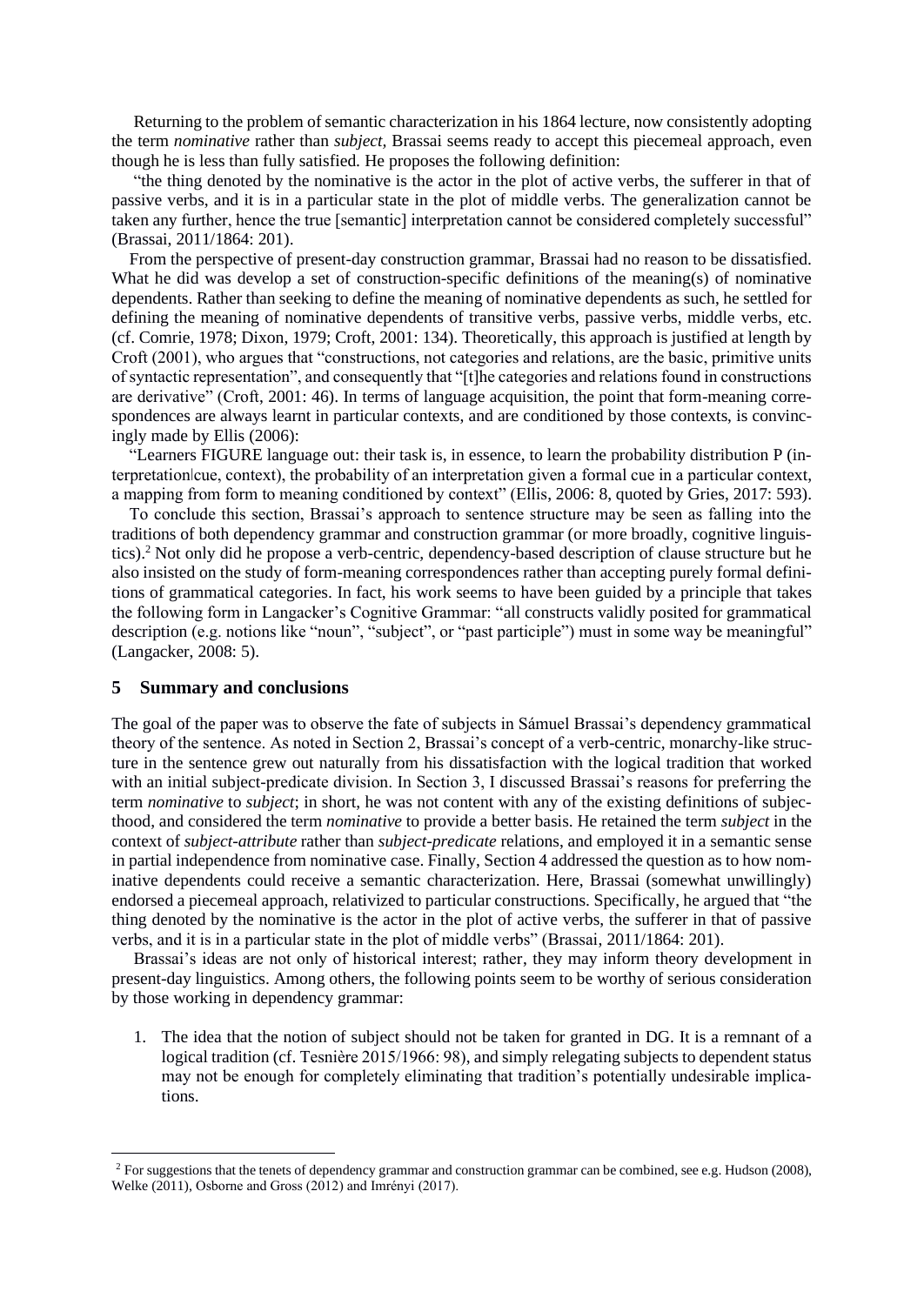Returning to the problem of semantic characterization in his 1864 lecture, now consistently adopting the term *nominative* rather than *subject,* Brassai seems ready to accept this piecemeal approach, even though he is less than fully satisfied. He proposes the following definition:

"the thing denoted by the nominative is the actor in the plot of active verbs, the sufferer in that of passive verbs, and it is in a particular state in the plot of middle verbs. The generalization cannot be taken any further, hence the true [semantic] interpretation cannot be considered completely successful" (Brassai, 2011/1864: 201).

From the perspective of present-day construction grammar, Brassai had no reason to be dissatisfied. What he did was develop a set of construction-specific definitions of the meaning(s) of nominative dependents. Rather than seeking to define the meaning of nominative dependents as such, he settled for defining the meaning of nominative dependents of transitive verbs, passive verbs, middle verbs, etc. (cf. Comrie, 1978; Dixon, 1979; Croft, 2001: 134). Theoretically, this approach is justified at length by Croft (2001), who argues that "constructions, not categories and relations, are the basic, primitive units of syntactic representation", and consequently that "[t]he categories and relations found in constructions are derivative" (Croft, 2001: 46). In terms of language acquisition, the point that form-meaning correspondences are always learnt in particular contexts, and are conditioned by those contexts, is convincingly made by Ellis (2006):

"Learners FIGURE language out: their task is, in essence, to learn the probability distribution P (interpretation|cue, context), the probability of an interpretation given a formal cue in a particular context, a mapping from form to meaning conditioned by context" (Ellis, 2006: 8, quoted by Gries, 2017: 593).

To conclude this section, Brassai's approach to sentence structure may be seen as falling into the traditions of both dependency grammar and construction grammar (or more broadly, cognitive linguistics).[2] Not only did he propose a verb-centric, dependency-based description of clause structure but he also insisted on the study of form-meaning correspondences rather than accepting purely formal definitions of grammatical categories. In fact, his work seems to have been guided by a principle that takes the following form in Langacker's Cognitive Grammar: "all constructs validly posited for grammatical description (e.g. notions like "noun", "subject", or "past participle") must in some way be meaningful" (Langacker, 2008: 5).

## 5 Summary and conclusions

The goal of the paper was to observe the fate of subjects in Sámuel Brassai's dependency grammatical theory of the sentence. As noted in Section 2, Brassai's concept of a verb-centric, monarchy-like structure in the sentence grew out naturally from his dissatisfaction with the logical tradition that worked with an initial subject-predicate division. In Section 3, I discussed Brassai's reasons for preferring the term *nominative* to *subject*; in short, he was not content with any of the existing definitions of subjecthood, and considered the term *nominative* to provide a better basis. He retained the term *subject* in the context of *subject-attribute* rather than *subject-predicate* relations, and employed it in a semantic sense in partial independence from nominative case. Finally, Section 4 addressed the question as to how nominative dependents could receive a semantic characterization. Here, Brassai (somewhat unwillingly) endorsed a piecemeal approach, relativized to particular constructions. Specifically, he argued that "the thing denoted by the nominative is the actor in the plot of active verbs, the sufferer in that of passive verbs, and it is in a particular state in the plot of middle verbs" (Brassai, 2011/1864: 201).

Brassai's ideas are not only of historical interest; rather, they may inform theory development in present-day linguistics. Among others, the following points seem to be worthy of serious consideration by those working in dependency grammar:

1. The idea that the notion of subject should not be taken for granted in DG. It is a remnant of a logical tradition (cf. Tesnière 2015/1966: 98), and simply relegating subjects to dependent status may not be enough for completely eliminating that tradition's potentially undesirable implications.

---

[2] For suggestions that the tenets of dependency grammar and construction grammar can be combined, see e.g. Hudson (2008), Welke (2011), Osborne and Gross (2012) and Imrényi (2017).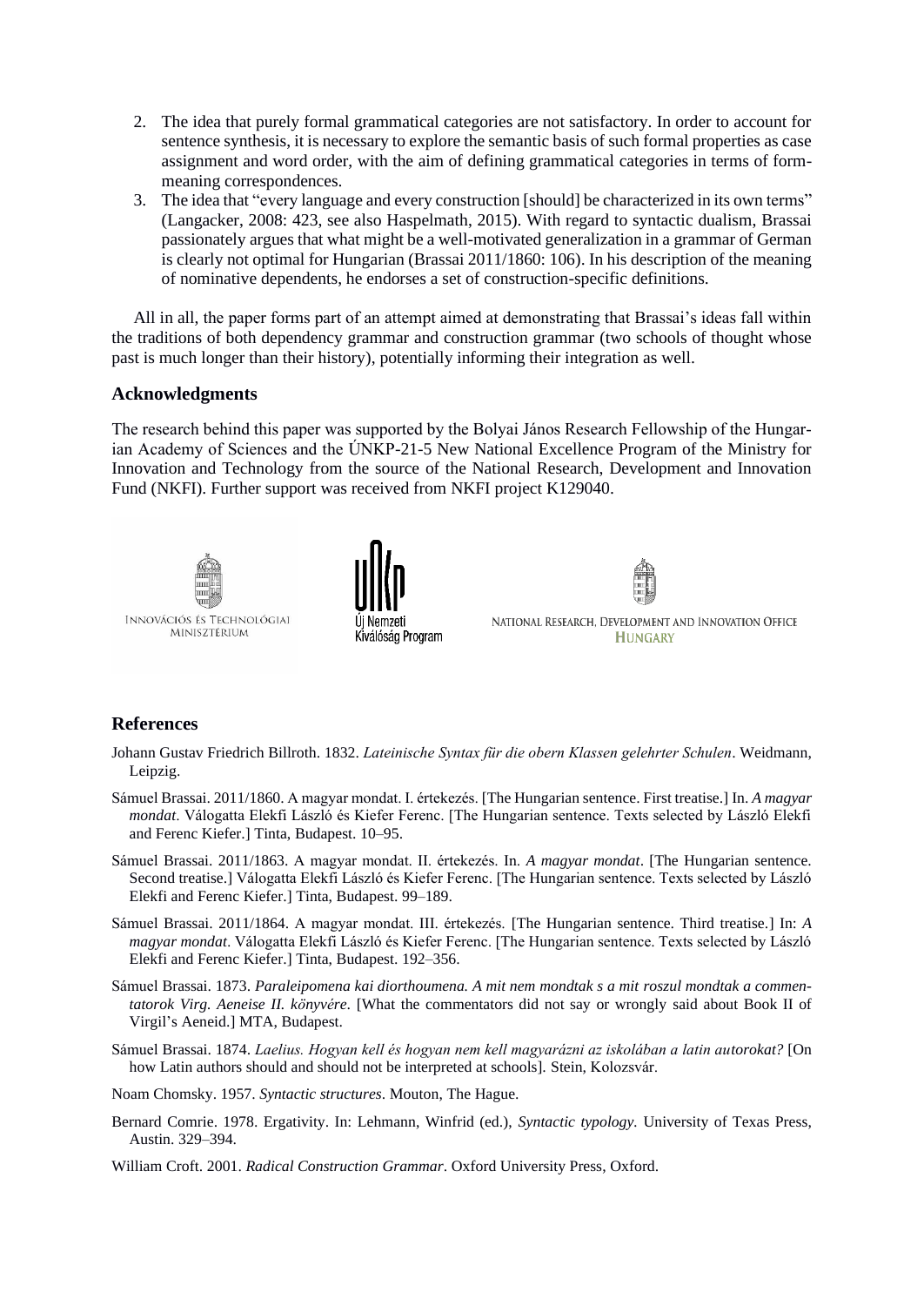2. The idea that purely formal grammatical categories are not satisfactory. In order to account for sentence synthesis, it is necessary to explore the semantic basis of such formal properties as case assignment and word order, with the aim of defining grammatical categories in terms of form-meaning correspondences.
3. The idea that "every language and every construction [should] be characterized in its own terms" (Langacker, 2008: 423, see also Haspelmath, 2015). With regard to syntactic dualism, Brassai passionately argues that what might be a well-motivated generalization in a grammar of German is clearly not optimal for Hungarian (Brassai 2011/1860: 106). In his description of the meaning of nominative dependents, he endorses a set of construction-specific definitions.

All in all, the paper forms part of an attempt aimed at demonstrating that Brassai's ideas fall within the traditions of both dependency grammar and construction grammar (two schools of thought whose past is much longer than their history), potentially informing their integration as well.

## Acknowledgments

The research behind this paper was supported by the Bolyai János Research Fellowship of the Hungarian Academy of Sciences and the ÚNKP-21-5 New National Excellence Program of the Ministry for Innovation and Technology from the source of the National Research, Development and Innovation Fund (NKFI). Further support was received from NKFI project K129040.

Innovációs és Technológiai Minisztérium

Új Nemzeti Kiválóság Program

National Research, Development and Innovation Office Hungary

## References

Johann Gustav Friedrich Billroth. 1832. *Lateinische Syntax für die obern Klassen gelehrter Schulen*. Weidmann, Leipzig.

Sámuel Brassai. 2011/1860. A magyar mondat. I. értekezés. [The Hungarian sentence. First treatise.] In. *A magyar mondat*. Válogatta Elekfi László és Kiefer Ferenc. [The Hungarian sentence. Texts selected by László Elekfi and Ferenc Kiefer.] Tinta, Budapest. 10–95.

Sámuel Brassai. 2011/1863. A magyar mondat. II. értekezés. In. *A magyar mondat*. [The Hungarian sentence. Second treatise.] Válogatta Elekfi László és Kiefer Ferenc. [The Hungarian sentence. Texts selected by László Elekfi and Ferenc Kiefer.] Tinta, Budapest. 99–189.

Sámuel Brassai. 2011/1864. A magyar mondat. III. értekezés. [The Hungarian sentence. Third treatise.] In: *A magyar mondat*. Válogatta Elekfi László és Kiefer Ferenc. [The Hungarian sentence. Texts selected by László Elekfi and Ferenc Kiefer.] Tinta, Budapest. 192–356.

Sámuel Brassai. 1873. *Paraleipomena kai diorthoumena. A mit nem mondtak s a mit roszul mondtak a commentatorok Virg. Aeneise II. könyvére*. [What the commentators did not say or wrongly said about Book II of Virgil's Aeneid.] MTA, Budapest.

Sámuel Brassai. 1874. *Laelius. Hogyan kell és hogyan nem kell magyarázni az iskolában a latin autorokat?* [On how Latin authors should and should not be interpreted at schools]. Stein, Kolozsvár.

Noam Chomsky. 1957. *Syntactic structures*. Mouton, The Hague.

Bernard Comrie. 1978. Ergativity. In: Lehmann, Winfrid (ed.), *Syntactic typology*. University of Texas Press, Austin. 329–394.

William Croft. 2001. *Radical Construction Grammar*. Oxford University Press, Oxford.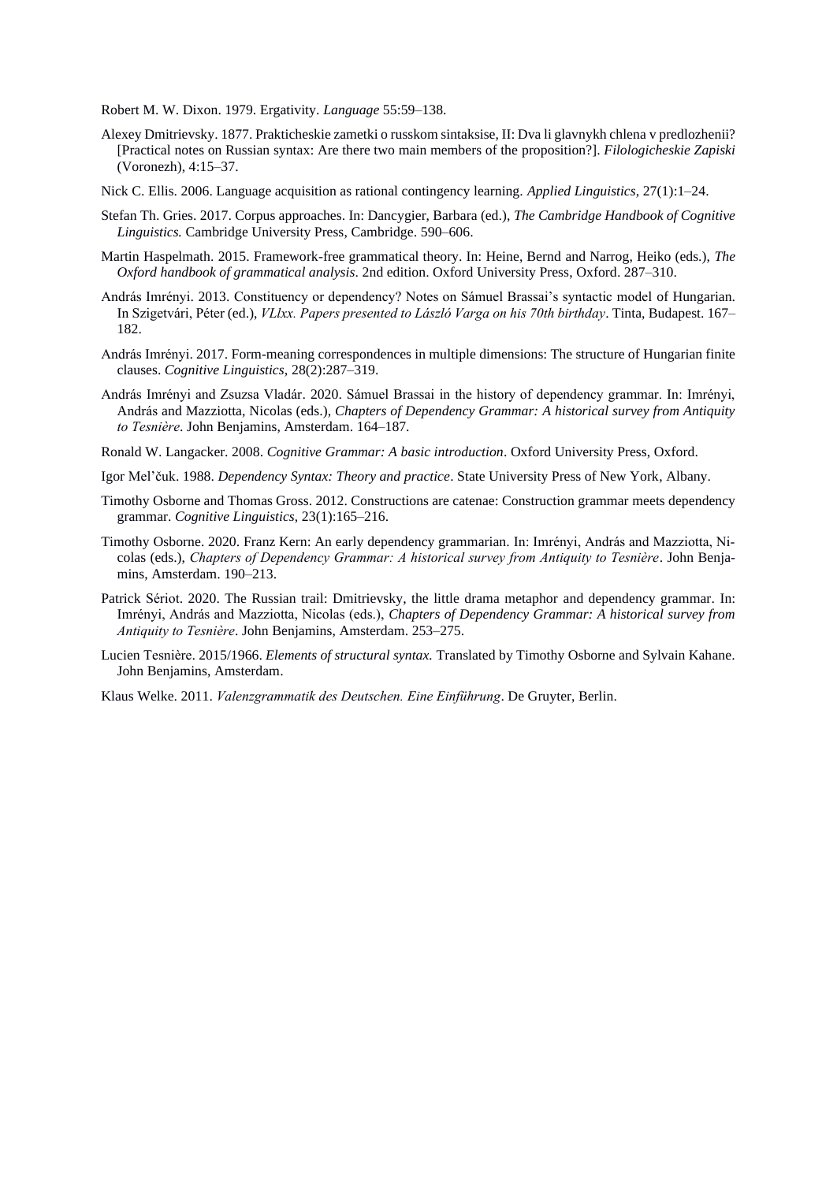Robert M. W. Dixon. 1979. Ergativity. *Language* 55:59–138.

Alexey Dmitrievsky. 1877. Prakticheskie zametki o russkom sintaksise, II: Dva li glavnykh chlena v predlozhenii? [Practical notes on Russian syntax: Are there two main members of the proposition?]. *Filologicheskie Zapiski* (Voronezh), 4:15–37.

Nick C. Ellis. 2006. Language acquisition as rational contingency learning. *Applied Linguistics*, 27(1):1–24.

Stefan Th. Gries. 2017. Corpus approaches. In: Dancygier, Barbara (ed.), *The Cambridge Handbook of Cognitive Linguistics.* Cambridge University Press, Cambridge. 590–606.

Martin Haspelmath. 2015. Framework-free grammatical theory. In: Heine, Bernd and Narrog, Heiko (eds.), *The Oxford handbook of grammatical analysis*. 2nd edition. Oxford University Press, Oxford. 287–310.

András Imrényi. 2013. Constituency or dependency? Notes on Sámuel Brassai's syntactic model of Hungarian. In Szigetvári, Péter (ed.), *VLlxx. Papers presented to László Varga on his 70th birthday*. Tinta, Budapest. 167–182.

András Imrényi. 2017. Form-meaning correspondences in multiple dimensions: The structure of Hungarian finite clauses. *Cognitive Linguistics*, 28(2):287–319.

András Imrényi and Zsuzsa Vladár. 2020. Sámuel Brassai in the history of dependency grammar. In: Imrényi, András and Mazziotta, Nicolas (eds.), *Chapters of Dependency Grammar: A historical survey from Antiquity to Tesnière*. John Benjamins, Amsterdam. 164–187.

Ronald W. Langacker. 2008. *Cognitive Grammar: A basic introduction*. Oxford University Press, Oxford.

Igor Mel'čuk. 1988. *Dependency Syntax: Theory and practice*. State University Press of New York, Albany.

Timothy Osborne and Thomas Gross. 2012. Constructions are catenae: Construction grammar meets dependency grammar. *Cognitive Linguistics*, 23(1):165–216.

Timothy Osborne. 2020. Franz Kern: An early dependency grammarian. In: Imrényi, András and Mazziotta, Nicolas (eds.), *Chapters of Dependency Grammar: A historical survey from Antiquity to Tesnière*. John Benjamins, Amsterdam. 190–213.

Patrick Sériot. 2020. The Russian trail: Dmitrievsky, the little drama metaphor and dependency grammar. In: Imrényi, András and Mazziotta, Nicolas (eds.), *Chapters of Dependency Grammar: A historical survey from Antiquity to Tesnière*. John Benjamins, Amsterdam. 253–275.

Lucien Tesnière. 2015/1966. *Elements of structural syntax.* Translated by Timothy Osborne and Sylvain Kahane. John Benjamins, Amsterdam.

Klaus Welke. 2011. *Valenzgrammatik des Deutschen. Eine Einführung*. De Gruyter, Berlin.